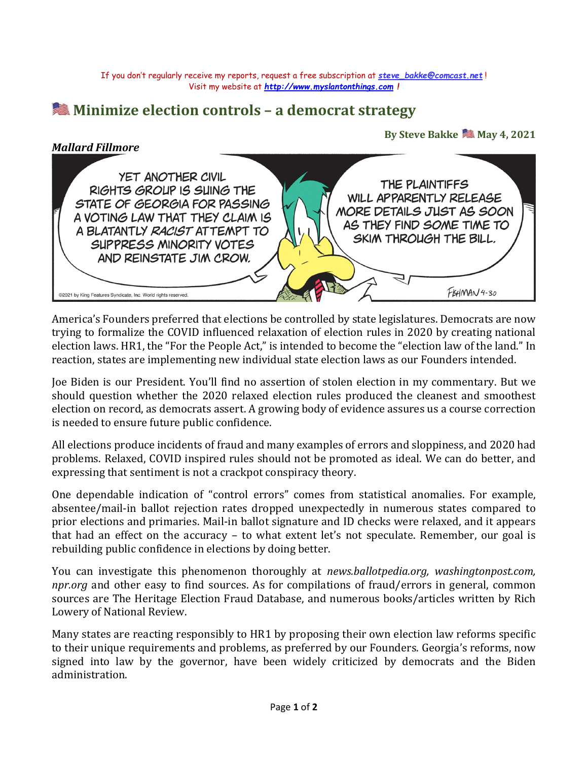If you don't regularly receive my reports, request a free subscription at ***steve_bakke@comcast.net*** !
Visit my website at ***http://www.myslantonthings.com*** !

# 🇺🇸 Minimize election controls – a democrat strategy

**By Steve Bakke 🇺🇸 May 4, 2021**

***Mallard Fillmore***

YET ANOTHER CIVIL RIGHTS GROUP IS SUING THE STATE OF GEORGIA FOR PASSING A VOTING LAW THAT THEY CLAIM IS A BLATANTLY *RACIST* ATTEMPT TO SUPPRESS MINORITY VOTES AND REINSTATE JIM CROW.

THE PLAINTIFFS WILL APPARENTLY RELEASE MORE DETAILS JUST AS SOON AS THEY FIND SOME TIME TO SKIM THROUGH THE BILL.

©2021 by King Features Syndicate, Inc. World rights reserved. FISHMAN 4-30

America's Founders preferred that elections be controlled by state legislatures. Democrats are now trying to formalize the COVID influenced relaxation of election rules in 2020 by creating national election laws. HR1, the "For the People Act," is intended to become the "election law of the land." In reaction, states are implementing new individual state election laws as our Founders intended.

Joe Biden is our President. You'll find no assertion of stolen election in my commentary. But we should question whether the 2020 relaxed election rules produced the cleanest and smoothest election on record, as democrats assert. A growing body of evidence assures us a course correction is needed to ensure future public confidence.

All elections produce incidents of fraud and many examples of errors and sloppiness, and 2020 had problems. Relaxed, COVID inspired rules should not be promoted as ideal. We can do better, and expressing that sentiment is not a crackpot conspiracy theory.

One dependable indication of "control errors" comes from statistical anomalies. For example, absentee/mail-in ballot rejection rates dropped unexpectedly in numerous states compared to prior elections and primaries. Mail-in ballot signature and ID checks were relaxed, and it appears that had an effect on the accuracy – to what extent let's not speculate. Remember, our goal is rebuilding public confidence in elections by doing better.

You can investigate this phenomenon thoroughly at *news.ballotpedia.org, washingtonpost.com, npr.org* and other easy to find sources. As for compilations of fraud/errors in general, common sources are The Heritage Election Fraud Database, and numerous books/articles written by Rich Lowery of National Review.

Many states are reacting responsibly to HR1 by proposing their own election law reforms specific to their unique requirements and problems, as preferred by our Founders. Georgia's reforms, now signed into law by the governor, have been widely criticized by democrats and the Biden administration.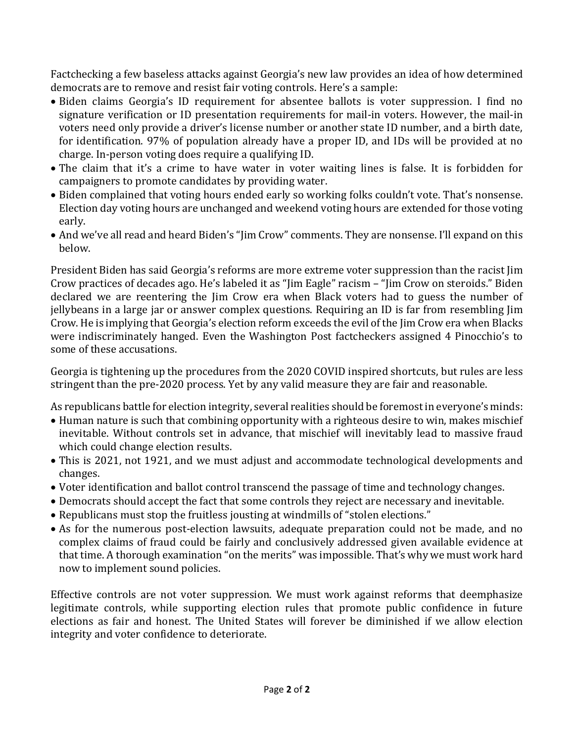Factchecking a few baseless attacks against Georgia's new law provides an idea of how determined democrats are to remove and resist fair voting controls. Here's a sample:

- Biden claims Georgia's ID requirement for absentee ballots is voter suppression. I find no signature verification or ID presentation requirements for mail-in voters. However, the mail-in voters need only provide a driver's license number or another state ID number, and a birth date, for identification. 97% of population already have a proper ID, and IDs will be provided at no charge. In-person voting does require a qualifying ID.
- The claim that it's a crime to have water in voter waiting lines is false. It is forbidden for campaigners to promote candidates by providing water.
- Biden complained that voting hours ended early so working folks couldn't vote. That's nonsense. Election day voting hours are unchanged and weekend voting hours are extended for those voting early.
- And we've all read and heard Biden's "Jim Crow" comments. They are nonsense. I'll expand on this below.

President Biden has said Georgia's reforms are more extreme voter suppression than the racist Jim Crow practices of decades ago. He's labeled it as "Jim Eagle" racism – "Jim Crow on steroids." Biden declared we are reentering the Jim Crow era when Black voters had to guess the number of jellybeans in a large jar or answer complex questions. Requiring an ID is far from resembling Jim Crow. He is implying that Georgia's election reform exceeds the evil of the Jim Crow era when Blacks were indiscriminately hanged. Even the Washington Post factcheckers assigned 4 Pinocchio's to some of these accusations.

Georgia is tightening up the procedures from the 2020 COVID inspired shortcuts, but rules are less stringent than the pre-2020 process. Yet by any valid measure they are fair and reasonable.

As republicans battle for election integrity, several realities should be foremost in everyone's minds:

- Human nature is such that combining opportunity with a righteous desire to win, makes mischief inevitable. Without controls set in advance, that mischief will inevitably lead to massive fraud which could change election results.
- This is 2021, not 1921, and we must adjust and accommodate technological developments and changes.
- Voter identification and ballot control transcend the passage of time and technology changes.
- Democrats should accept the fact that some controls they reject are necessary and inevitable.
- Republicans must stop the fruitless jousting at windmills of "stolen elections."
- As for the numerous post-election lawsuits, adequate preparation could not be made, and no complex claims of fraud could be fairly and conclusively addressed given available evidence at that time. A thorough examination "on the merits" was impossible. That's why we must work hard now to implement sound policies.

Effective controls are not voter suppression. We must work against reforms that deemphasize legitimate controls, while supporting election rules that promote public confidence in future elections as fair and honest. The United States will forever be diminished if we allow election integrity and voter confidence to deteriorate.